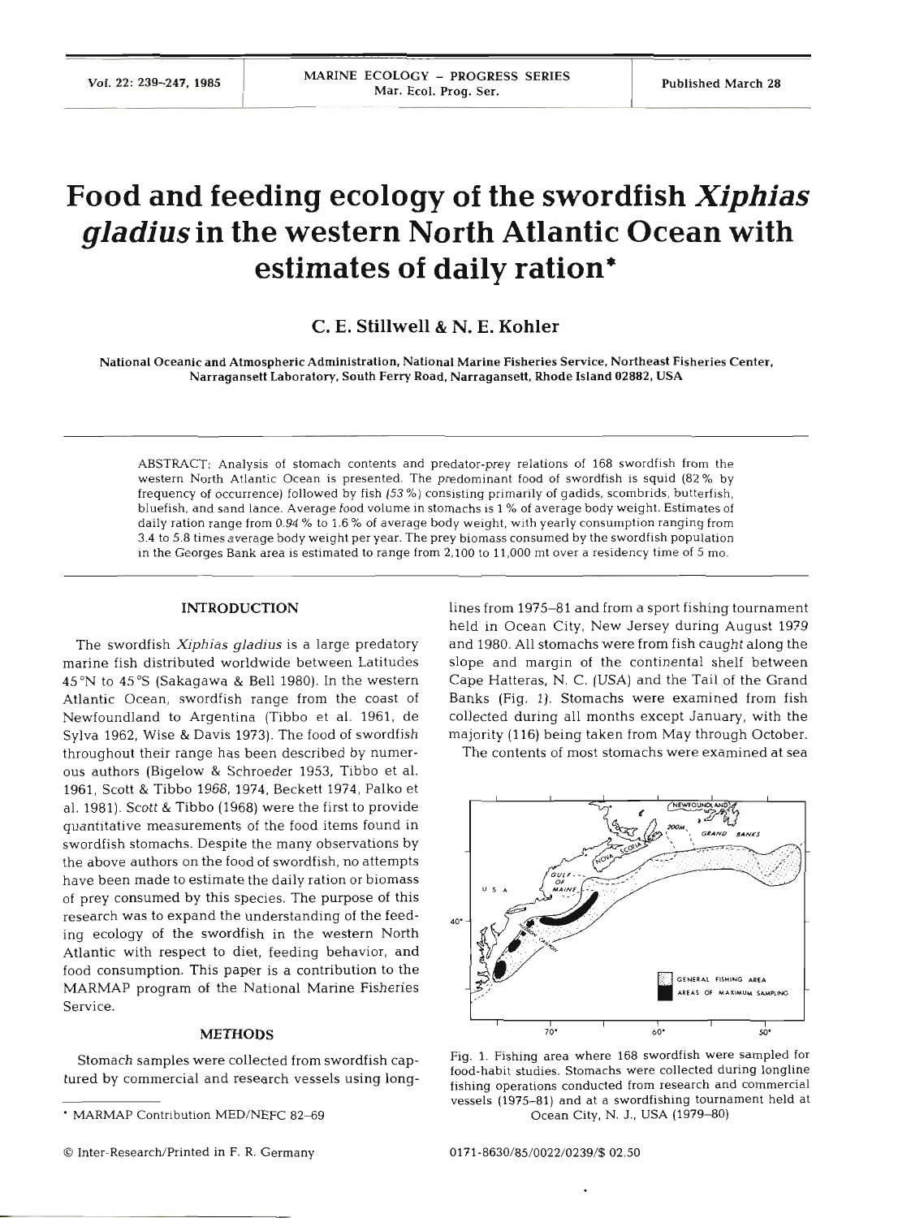# Food and feeding ecology of the swordfish *Xiphias gladius* in the western North Atlantic Ocean with estimates of daily ration*

**C. E. Stillwell & N. E. Kohler**

National Oceanic and Atmospheric Administration, National Marine Fisheries Service, Northeast Fisheries Center, Narragansett Laboratory, South Ferry Road, Narragansett, Rhode Island 02882, USA

ABSTRACT: Analysis of stomach contents and predator-prey relations of 168 swordfish from the western North Atlantic Ocean is presented. The predominant food of swordfish is squid (82 % by frequency of occurrence) followed by fish (53 %) consisting primarily of gadids, scombrids, butterfish, bluefish, and sand lance. Average food volume in stomachs is 1 % of average body weight. Estimates of daily ration range from 0.94 % to 1.6 % of average body weight, with yearly consumption ranging from 3.4 to 5.8 times average body weight per year. The prey biomass consumed by the swordfish population in the Georges Bank area is estimated to range from 2,100 to 11,000 mt over a residency time of 5 mo.

## INTRODUCTION

The swordfish *Xiphias gladius* is a large predatory marine fish distributed worldwide between Latitudes 45 °N to 45 °S (Sakagawa & Bell 1980). In the western Atlantic Ocean, swordfish range from the coast of Newfoundland to Argentina (Tibbo et al. 1961, de Sylva 1962, Wise & Davis 1973). The food of swordfish throughout their range has been described by numerous authors (Bigelow & Schroeder 1953, Tibbo et al. 1961, Scott & Tibbo 1968, 1974, Beckett 1974, Palko et al. 1981). Scott & Tibbo (1968) were the first to provide quantitative measurements of the food items found in swordfish stomachs. Despite the many observations by the above authors on the food of swordfish, no attempts have been made to estimate the daily ration or biomass of prey consumed by this species. The purpose of this research was to expand the understanding of the feeding ecology of the swordfish in the western North Atlantic with respect to diet, feeding behavior, and food consumption. This paper is a contribution to the MARMAP program of the National Marine Fisheries Service.

## METHODS

Stomach samples were collected from swordfish captured by commercial and research vessels using longlines from 1975–81 and from a sport fishing tournament held in Ocean City, New Jersey during August 1979 and 1980. All stomachs were from fish caught along the slope and margin of the continental shelf between Cape Hatteras, N. C. (USA) and the Tail of the Grand Banks (Fig. 1). Stomachs were examined from fish collected during all months except January, with the majority (116) being taken from May through October.

The contents of most stomachs were examined at sea

Fig. 1. Fishing area where 168 swordfish were sampled for food-habit studies. Stomachs were collected during longline fishing operations conducted from research and commercial vessels (1975–81) and at a swordfishing tournament held at Ocean City, N. J., USA (1979–80)

* MARMAP Contribution MED/NEFC 82–69

© Inter-Research/Printed in F. R. Germany

0171-8630/85/0022/0239/$ 02.50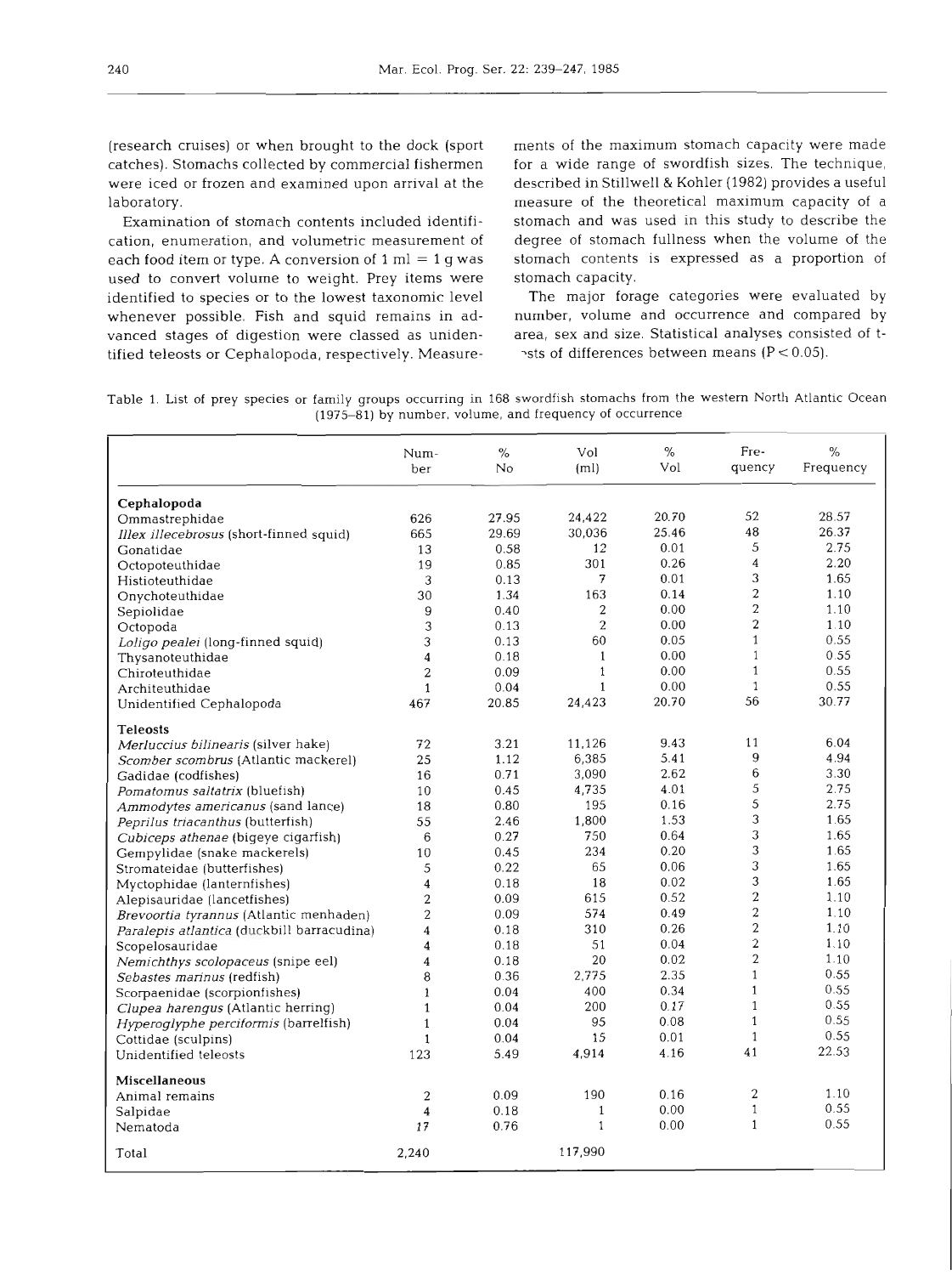(research cruises) or when brought to the dock (sport catches). Stomachs collected by commercial fishermen were iced or frozen and examined upon arrival at the laboratory.

Examination of stomach contents included identification, enumeration, and volumetric measurement of each food item or type. A conversion of 1 ml = 1 g was used to convert volume to weight. Prey items were identified to species or to the lowest taxonomic level whenever possible. Fish and squid remains in advanced stages of digestion were classed as unidentified teleosts or Cephalopoda, respectively. Measurements of the maximum stomach capacity were made for a wide range of swordfish sizes. The technique, described in Stillwell & Kohler (1982) provides a useful measure of the theoretical maximum capacity of a stomach and was used in this study to describe the degree of stomach fullness when the volume of the stomach contents is expressed as a proportion of stomach capacity.

The major forage categories were evaluated by number, volume and occurrence and compared by area, sex and size. Statistical analyses consisted of t-tests of differences between means ($P < 0.05$).

Table 1. List of prey species or family groups occurring in 168 swordfish stomachs from the western North Atlantic Ocean (1975–81) by number, volume, and frequency of occurrence

| | Number | % No | Vol (ml) | % Vol | Frequency | % Frequency |
|---|---|---|---|---|---|---|
| **Cephalopoda** | | | | | | |
| Ommastrephidae | 626 | 27.95 | 24,422 | 20.70 | 52 | 28.57 |
| *Illex illecebrosus* (short-finned squid) | 665 | 29.69 | 30,036 | 25.46 | 48 | 26.37 |
| Gonatidae | 13 | 0.58 | 12 | 0.01 | 5 | 2.75 |
| Octopoteuthidae | 19 | 0.85 | 301 | 0.26 | 4 | 2.20 |
| Histioteuthidae | 3 | 0.13 | 7 | 0.01 | 3 | 1.65 |
| Onychoteuthidae | 30 | 1.34 | 163 | 0.14 | 2 | 1.10 |
| Sepiolidae | 9 | 0.40 | 2 | 0.00 | 2 | 1.10 |
| Octopoda | 3 | 0.13 | 2 | 0.00 | 2 | 1.10 |
| *Loligo pealei* (long-finned squid) | 3 | 0.13 | 60 | 0.05 | 1 | 0.55 |
| Thysanoteuthidae | 4 | 0.18 | 1 | 0.00 | 1 | 0.55 |
| Chiroteuthidae | 2 | 0.09 | 1 | 0.00 | 1 | 0.55 |
| Architeuthidae | 1 | 0.04 | 1 | 0.00 | 1 | 0.55 |
| Unidentified Cephalopoda | 467 | 20.85 | 24,423 | 20.70 | 56 | 30.77 |
| **Teleosts** | | | | | | |
| *Merluccius bilinearis* (silver hake) | 72 | 3.21 | 11,126 | 9.43 | 11 | 6.04 |
| *Scomber scombrus* (Atlantic mackerel) | 25 | 1.12 | 6,385 | 5.41 | 9 | 4.94 |
| Gadidae (codfishes) | 16 | 0.71 | 3,090 | 2.62 | 6 | 3.30 |
| *Pomatomus saltatrix* (bluefish) | 10 | 0.45 | 4,735 | 4.01 | 5 | 2.75 |
| *Ammodytes americanus* (sand lance) | 18 | 0.80 | 195 | 0.16 | 5 | 2.75 |
| *Peprilus triacanthus* (butterfish) | 55 | 2.46 | 1,800 | 1.53 | 3 | 1.65 |
| *Cubiceps athenae* (bigeye cigarfish) | 6 | 0.27 | 750 | 0.64 | 3 | 1.65 |
| Gempylidae (snake mackerels) | 10 | 0.45 | 234 | 0.20 | 3 | 1.65 |
| Stromateidae (butterfishes) | 5 | 0.22 | 65 | 0.06 | 3 | 1.65 |
| Myctophidae (lanternfishes) | 4 | 0.18 | 18 | 0.02 | 3 | 1.65 |
| Alepisauridae (lancetfishes) | 2 | 0.09 | 615 | 0.52 | 2 | 1.10 |
| *Brevoortia tyrannus* (Atlantic menhaden) | 2 | 0.09 | 574 | 0.49 | 2 | 1.10 |
| *Paralepis atlantica* (duckbill barracudina) | 4 | 0.18 | 310 | 0.26 | 2 | 1.10 |
| Scopelosauridae | 4 | 0.18 | 51 | 0.04 | 2 | 1.10 |
| *Nemichthys scolopaceus* (snipe eel) | 4 | 0.18 | 20 | 0.02 | 2 | 1.10 |
| *Sebastes marinus* (redfish) | 8 | 0.36 | 2,775 | 2.35 | 1 | 0.55 |
| Scorpaenidae (scorpionfishes) | 1 | 0.04 | 400 | 0.34 | 1 | 0.55 |
| *Clupea harengus* (Atlantic herring) | 1 | 0.04 | 200 | 0.17 | 1 | 0.55 |
| *Hyperoglyphe perciformis* (barrelfish) | 1 | 0.04 | 95 | 0.08 | 1 | 0.55 |
| Cottidae (sculpins) | 1 | 0.04 | 15 | 0.01 | 1 | 0.55 |
| Unidentified teleosts | 123 | 5.49 | 4,914 | 4.16 | 41 | 22.53 |
| **Miscellaneous** | | | | | | |
| Animal remains | 2 | 0.09 | 190 | 0.16 | 2 | 1.10 |
| Salpidae | 4 | 0.18 | 1 | 0.00 | 1 | 0.55 |
| Nematoda | 17 | 0.76 | 1 | 0.00 | 1 | 0.55 |
| Total | 2,240 | | 117,990 | | | |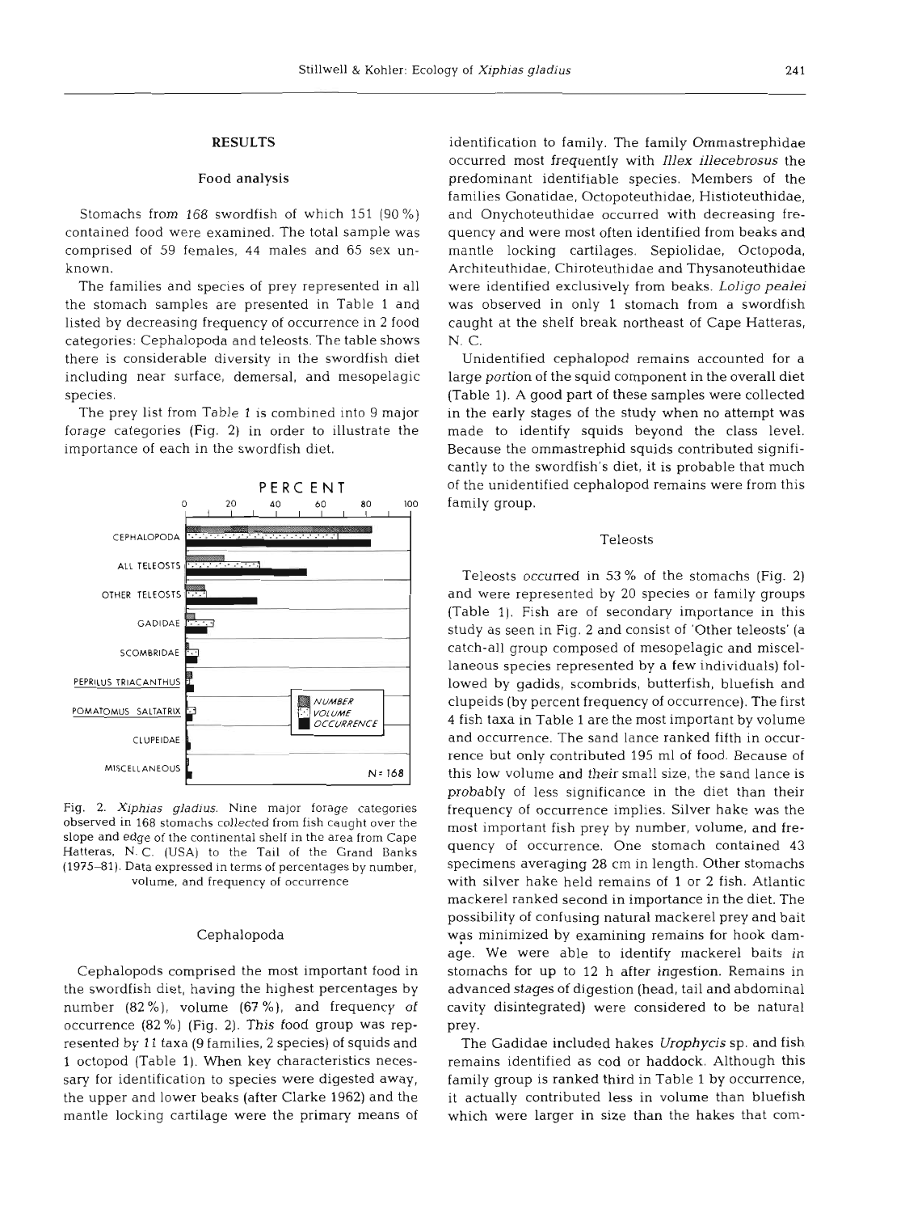## RESULTS

### Food analysis

Stomachs from 168 swordfish of which 151 (90 %) contained food were examined. The total sample was comprised of 59 females, 44 males and 65 sex unknown.

The families and species of prey represented in all the stomach samples are presented in Table 1 and listed by decreasing frequency of occurrence in 2 food categories: Cephalopoda and teleosts. The table shows there is considerable diversity in the swordfish diet including near surface, demersal, and mesopelagic species.

The prey list from Table 1 is combined into 9 major forage categories (Fig. 2) in order to illustrate the importance of each in the swordfish diet.

Fig. 2. *Xiphias gladius*. Nine major forage categories observed in 168 stomachs collected from fish caught over the slope and edge of the continental shelf in the area from Cape Hatteras, N. C. (USA) to the Tail of the Grand Banks (1975–81). Data expressed in terms of percentages by number, volume, and frequency of occurrence

### Cephalopoda

Cephalopods comprised the most important food in the swordfish diet, having the highest percentages by number (82 %), volume (67 %), and frequency of occurrence (82 %) (Fig. 2). This food group was represented by 11 taxa (9 families, 2 species) of squids and 1 octopod (Table 1). When key characteristics necessary for identification to species were digested away, the upper and lower beaks (after Clarke 1962) and the mantle locking cartilage were the primary means of identification to family. The family Ommastrephidae occurred most frequently with *Illex illecebrosus* the predominant identifiable species. Members of the families Gonatidae, Octopoteuthidae, Histioteuthidae, and Onychoteuthidae occurred with decreasing frequency and were most often identified from beaks and mantle locking cartilages. Sepiolidae, Octopoda, Architeuthidae, Chiroteuthidae and Thysanoteuthidae were identified exclusively from beaks. *Loligo pealei* was observed in only 1 stomach from a swordfish caught at the shelf break northeast of Cape Hatteras, N. C.

Unidentified cephalopod remains accounted for a large portion of the squid component in the overall diet (Table 1). A good part of these samples were collected in the early stages of the study when no attempt was made to identify squids beyond the class level. Because the ommastrephid squids contributed significantly to the swordfish's diet, it is probable that much of the unidentified cephalopod remains were from this family group.

### Teleosts

Teleosts occurred in 53 % of the stomachs (Fig. 2) and were represented by 20 species or family groups (Table 1). Fish are of secondary importance in this study as seen in Fig. 2 and consist of 'Other teleosts' (a catch-all group composed of mesopelagic and miscellaneous species represented by a few individuals) followed by gadids, scombrids, butterfish, bluefish and clupeids (by percent frequency of occurrence). The first 4 fish taxa in Table 1 are the most important by volume and occurrence. The sand lance ranked fifth in occurrence but only contributed 195 ml of food. Because of this low volume and their small size, the sand lance is probably of less significance in the diet than their frequency of occurrence implies. Silver hake was the most important fish prey by number, volume, and frequency of occurrence. One stomach contained 43 specimens averaging 28 cm in length. Other stomachs with silver hake held remains of 1 or 2 fish. Atlantic mackerel ranked second in importance in the diet. The possibility of confusing natural mackerel prey and bait was minimized by examining remains for hook damage. We were able to identify mackerel baits in stomachs for up to 12 h after ingestion. Remains in advanced stages of digestion (head, tail and abdominal cavity disintegrated) were considered to be natural prey.

The Gadidae included hakes *Urophycis* sp. and fish remains identified as cod or haddock. Although this family group is ranked third in Table 1 by occurrence, it actually contributed less in volume than bluefish which were larger in size than the hakes that com-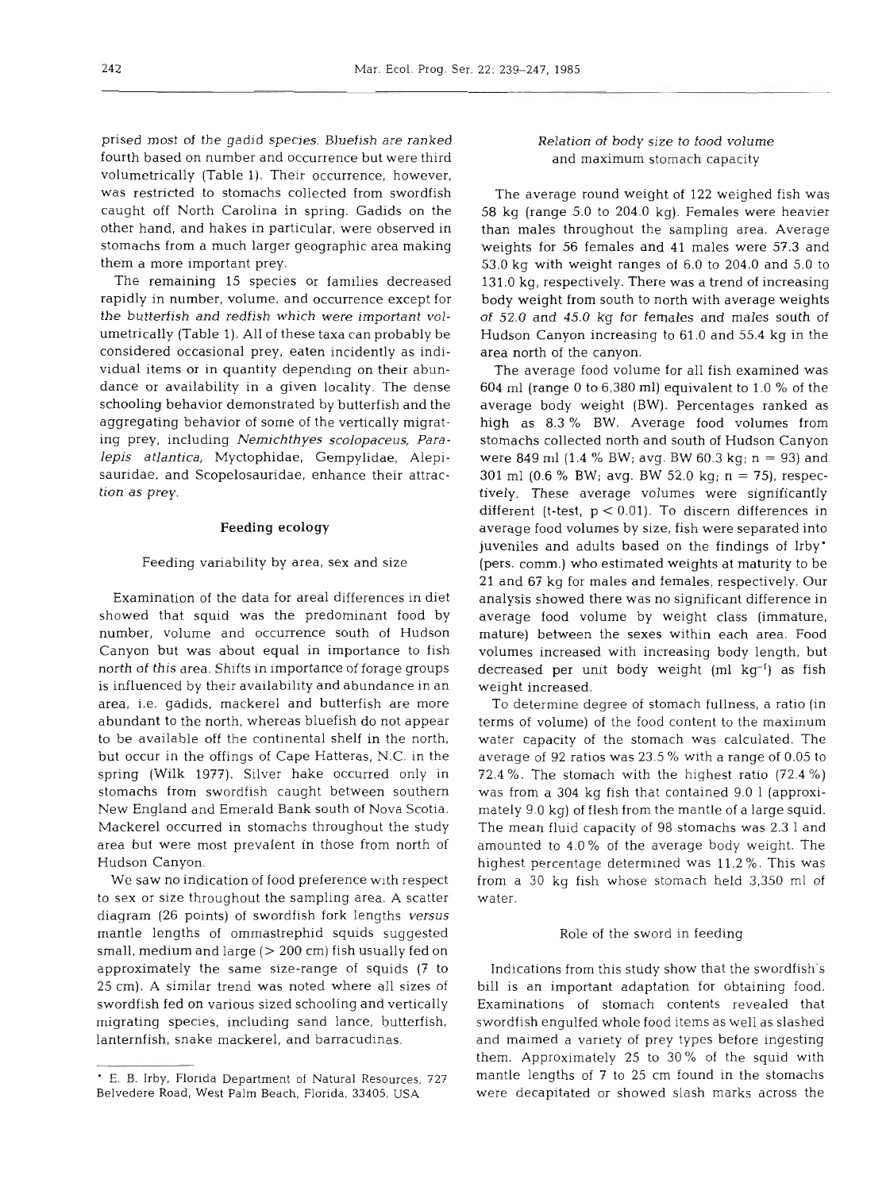prised most of the gadid species. Bluefish are ranked fourth based on number and occurrence but were third volumetrically (Table 1). Their occurrence, however, was restricted to stomachs collected from swordfish caught off North Carolina in spring. Gadids on the other hand, and hakes in particular, were observed in stomachs from a much larger geographic area making them a more important prey.

The remaining 15 species or families decreased rapidly in number, volume, and occurrence except for the butterfish and redfish which were important volumetrically (Table 1). All of these taxa can probably be considered occasional prey, eaten incidently as individual items or in quantity depending on their abundance or availability in a given locality. The dense schooling behavior demonstrated by butterfish and the aggregating behavior of some of the vertically migrating prey, including *Nemichthyes scolopaceus, Paralepis atlantica*, Myctophidae, Gempylidae, Alepisauridae, and Scopelosauridae, enhance their attraction as prey.

## Feeding ecology

### Feeding variability by area, sex and size

Examination of the data for areal differences in diet showed that squid was the predominant food by number, volume and occurrence south of Hudson Canyon but was about equal in importance to fish north of this area. Shifts in importance of forage groups is influenced by their availability and abundance in an area, i.e. gadids, mackerel and butterfish are more abundant to the north, whereas bluefish do not appear to be available off the continental shelf in the north, but occur in the offings of Cape Hatteras, N.C. in the spring (Wilk 1977). Silver hake occurred only in stomachs from swordfish caught between southern New England and Emerald Bank south of Nova Scotia. Mackerel occurred in stomachs throughout the study area but were most prevalent in those from north of Hudson Canyon.

We saw no indication of food preference with respect to sex or size throughout the sampling area. A scatter diagram (26 points) of swordfish fork lengths *versus* mantle lengths of ommastrephid squids suggested small, medium and large (> 200 cm) fish usually fed on approximately the same size-range of squids (7 to 25 cm). A similar trend was noted where all sizes of swordfish fed on various sized schooling and vertically migrating species, including sand lance, butterfish, lanternfish, snake mackerel, and barracudinas.

### Relation of body size to food volume and maximum stomach capacity

The average round weight of 122 weighed fish was 58 kg (range 5.0 to 204.0 kg). Females were heavier than males throughout the sampling area. Average weights for 56 females and 41 males were 57.3 and 53.0 kg with weight ranges of 6.0 to 204.0 and 5.0 to 131.0 kg, respectively. There was a trend of increasing body weight from south to north with average weights of 52.0 and 45.0 kg for females and males south of Hudson Canyon increasing to 61.0 and 55.4 kg in the area north of the canyon.

The average food volume for all fish examined was 604 ml (range 0 to 6,380 ml) equivalent to 1.0 % of the average body weight (BW). Percentages ranked as high as 8.3 % BW. Average food volumes from stomachs collected north and south of Hudson Canyon were 849 ml (1.4 % BW; avg. BW 60.3 kg; $n = 93$) and 301 ml (0.6 % BW; avg. BW 52.0 kg; $n = 75$), respectively. These average volumes were significantly different (t-test, $p < 0.01$). To discern differences in average food volumes by size, fish were separated into juveniles and adults based on the findings of Irby* (pers. comm.) who estimated weights at maturity to be 21 and 67 kg for males and females, respectively. Our analysis showed there was no significant difference in average food volume by weight class (immature, mature) between the sexes within each area. Food volumes increased with increasing body length, but decreased per unit body weight (ml $kg^{-1}$) as fish weight increased.

To determine degree of stomach fullness, a ratio (in terms of volume) of the food content to the maximum water capacity of the stomach was calculated. The average of 92 ratios was 23.5 % with a range of 0.05 to 72.4 %. The stomach with the highest ratio (72.4 %) was from a 304 kg fish that contained 9.0 l (approximately 9.0 kg) of flesh from the mantle of a large squid. The mean fluid capacity of 98 stomachs was 2.3 l and amounted to 4.0 % of the average body weight. The highest percentage determined was 11.2 %. This was from a 30 kg fish whose stomach held 3,350 ml of water.

### Role of the sword in feeding

Indications from this study show that the swordfish's bill is an important adaptation for obtaining food. Examinations of stomach contents revealed that swordfish engulfed whole food items as well as slashed and maimed a variety of prey types before ingesting them. Approximately 25 to 30 % of the squid with mantle lengths of 7 to 25 cm found in the stomachs were decapitated or showed slash marks across the

* E. B. Irby, Florida Department of Natural Resources, 727 Belvedere Road, West Palm Beach, Florida, 33405, USA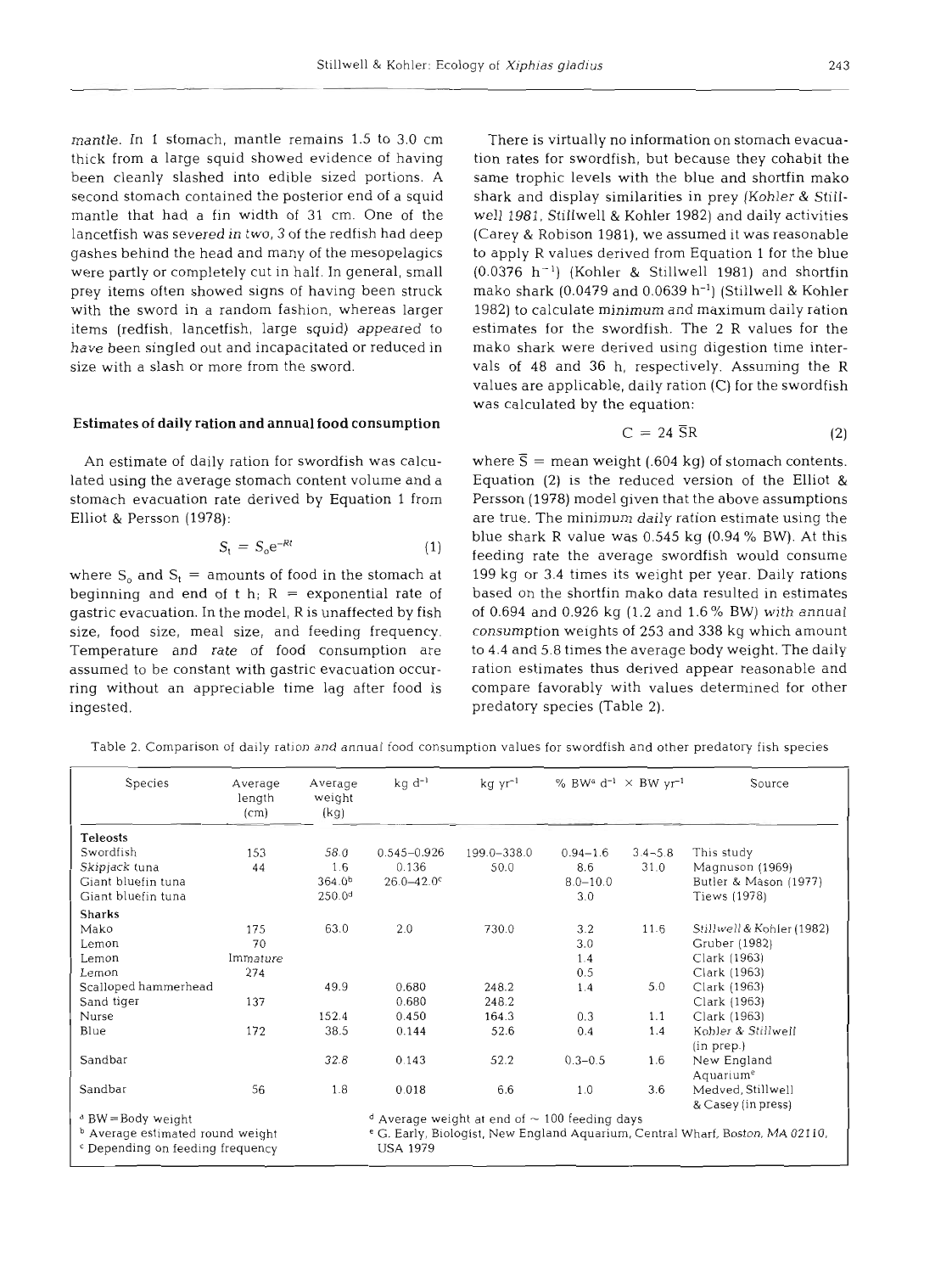mantle. In 1 stomach, mantle remains 1.5 to 3.0 cm thick from a large squid showed evidence of having been cleanly slashed into edible sized portions. A second stomach contained the posterior end of a squid mantle that had a fin width of 31 cm. One of the lancetfish was severed in two, 3 of the redfish had deep gashes behind the head and many of the mesopelagics were partly or completely cut in half. In general, small prey items often showed signs of having been struck with the sword in a random fashion, whereas larger items (redfish, lancetfish, large squid) appeared to have been singled out and incapacitated or reduced in size with a slash or more from the sword.

### Estimates of daily ration and annual food consumption

An estimate of daily ration for swordfish was calculated using the average stomach content volume and a stomach evacuation rate derived by Equation 1 from Elliot & Persson (1978):

$$S_t = S_o e^{-Rt} \quad (1)$$

where $S_o$ and $S_t$ = amounts of food in the stomach at beginning and end of t h; R = exponential rate of gastric evacuation. In the model, R is unaffected by fish size, food size, meal size, and feeding frequency. Temperature and rate of food consumption are assumed to be constant with gastric evacuation occurring without an appreciable time lag after food is ingested.

There is virtually no information on stomach evacuation rates for swordfish, but because they cohabit the same trophic levels with the blue and shortfin mako shark and display similarities in prey (Kohler & Stillwell 1981, Stillwell & Kohler 1982) and daily activities (Carey & Robison 1981), we assumed it was reasonable to apply R values derived from Equation 1 for the blue ($0.0376\ h^{-1}$) (Kohler & Stillwell 1981) and shortfin mako shark ($0.0479$ and $0.0639\ h^{-1}$) (Stillwell & Kohler 1982) to calculate minimum and maximum daily ration estimates for the swordfish. The 2 R values for the mako shark were derived using digestion time intervals of 48 and 36 h, respectively. Assuming the R values are applicable, daily ration (C) for the swordfish was calculated by the equation:

$$C = 24\ \overline{S}R \quad (2)$$

where $\overline{S}$ = mean weight (.604 kg) of stomach contents. Equation (2) is the reduced version of the Elliot & Persson (1978) model given that the above assumptions are true. The minimum daily ration estimate using the blue shark R value was 0.545 kg (0.94 % BW). At this feeding rate the average swordfish would consume 199 kg or 3.4 times its weight per year. Daily rations based on the shortfin mako data resulted in estimates of 0.694 and 0.926 kg (1.2 and 1.6 % BW) with annual consumption weights of 253 and 338 kg which amount to 4.4 and 5.8 times the average body weight. The daily ration estimates thus derived appear reasonable and compare favorably with values determined for other predatory species (Table 2).

Table 2. Comparison of daily ration and annual food consumption values for swordfish and other predatory fish species

| Species | Average length (cm) | Average weight (kg) | kg $d^{-1}$ | kg $yr^{-1}$ | % BW[a] $d^{-1}$ | × BW $yr^{-1}$ | Source |
|---|---|---|---|---|---|---|---|
| **Teleosts** | | | | | | | |
| Swordfish | 153 | 58.0 | 0.545–0.926 | 199.0–338.0 | 0.94–1.6 | 3.4–5.8 | This study |
| Skipjack tuna | 44 | 1.6 | 0.136 | 50.0 | 8.6 | 31.0 | Magnuson (1969) |
| Giant bluefin tuna | | 364.0[b] | 26.0–42.0[c] | | 8.0–10.0 | | Butler & Mason (1977) |
| Giant bluefin tuna | | 250.0[d] | | | 3.0 | | Tiews (1978) |
| **Sharks** | | | | | | | |
| Mako | 175 | 63.0 | 2.0 | 730.0 | 3.2 | 11.6 | Stillwell & Kohler (1982) |
| Lemon | 70 | | | | 3.0 | | Gruber (1982) |
| Lemon | Immature | | | | 1.4 | | Clark (1963) |
| Lemon | 274 | | | | 0.5 | | Clark (1963) |
| Scalloped hammerhead | | 49.9 | 0.680 | 248.2 | 1.4 | 5.0 | Clark (1963) |
| Sand tiger | 137 | | 0.680 | 248.2 | | | Clark (1963) |
| Nurse | | 152.4 | 0.450 | 164.3 | 0.3 | 1.1 | Clark (1963) |
| Blue | 172 | 38.5 | 0.144 | 52.6 | 0.4 | 1.4 | Kohler & Stillwell (in prep.) |
| Sandbar | | 32.8 | 0.143 | 52.2 | 0.3–0.5 | 1.6 | New England Aquarium[e] |
| Sandbar | 56 | 1.8 | 0.018 | 6.6 | 1.0 | 3.6 | Medved, Stillwell & Casey (in press) |

[a] BW = Body weight
[b] Average estimated round weight
[c] Depending on feeding frequency
[d] Average weight at end of ~ 100 feeding days
[e] G. Early, Biologist, New England Aquarium, Central Wharf, Boston, MA 02110, USA 1979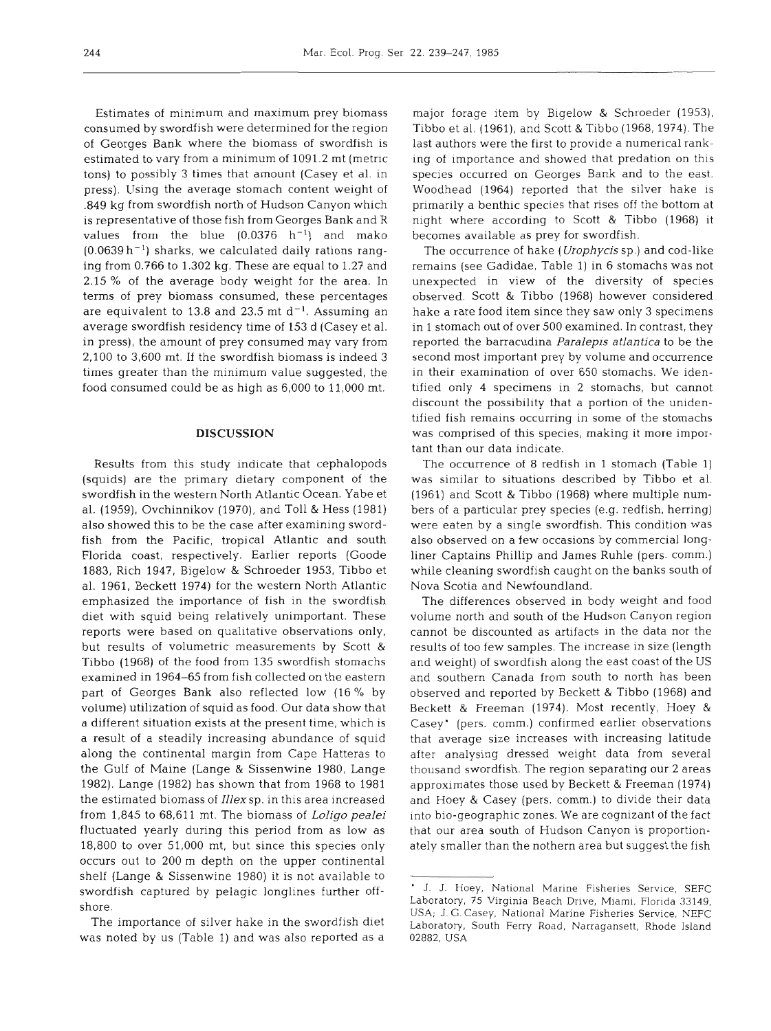Estimates of minimum and maximum prey biomass consumed by swordfish were determined for the region of Georges Bank where the biomass of swordfish is estimated to vary from a minimum of 1091.2 mt (metric tons) to possibly 3 times that amount (Casey et al. in press). Using the average stomach content weight of .849 kg from swordfish north of Hudson Canyon which is representative of those fish from Georges Bank and R values from the blue (0.0376 $h^{-1}$) and mako (0.0639 $h^{-1}$) sharks, we calculated daily rations ranging from 0.766 to 1.302 kg. These are equal to 1.27 and 2.15 % of the average body weight for the area. In terms of prey biomass consumed, these percentages are equivalent to 13.8 and 23.5 mt $d^{-1}$. Assuming an average swordfish residency time of 153 d (Casey et al. in press), the amount of prey consumed may vary from 2,100 to 3,600 mt. If the swordfish biomass is indeed 3 times greater than the minimum value suggested, the food consumed could be as high as 6,000 to 11,000 mt.

## DISCUSSION

Results from this study indicate that cephalopods (squids) are the primary dietary component of the swordfish in the western North Atlantic Ocean. Yabe et al. (1959), Ovchinnikov (1970), and Toll & Hess (1981) also showed this to be the case after examining swordfish from the Pacific, tropical Atlantic and south Florida coast, respectively. Earlier reports (Goode 1883, Rich 1947, Bigelow & Schroeder 1953, Tibbo et al. 1961, Beckett 1974) for the western North Atlantic emphasized the importance of fish in the swordfish diet with squid being relatively unimportant. These reports were based on qualitative observations only, but results of volumetric measurements by Scott & Tibbo (1968) of the food from 135 swordfish stomachs examined in 1964–65 from fish collected on the eastern part of Georges Bank also reflected low (16 % by volume) utilization of squid as food. Our data show that a different situation exists at the present time, which is a result of a steadily increasing abundance of squid along the continental margin from Cape Hatteras to the Gulf of Maine (Lange & Sissenwine 1980, Lange 1982). Lange (1982) has shown that from 1968 to 1981 the estimated biomass of *Illex* sp. in this area increased from 1,845 to 68,611 mt. The biomass of *Loligo pealei* fluctuated yearly during this period from as low as 18,800 to over 51,000 mt, but since this species only occurs out to 200 m depth on the upper continental shelf (Lange & Sissenwine 1980) it is not available to swordfish captured by pelagic longlines further offshore.

The importance of silver hake in the swordfish diet was noted by us (Table 1) and was also reported as a major forage item by Bigelow & Schroeder (1953), Tibbo et al. (1961), and Scott & Tibbo (1968, 1974). The last authors were the first to provide a numerical ranking of importance and showed that predation on this species occurred on Georges Bank and to the east. Woodhead (1964) reported that the silver hake is primarily a benthic species that rises off the bottom at night where according to Scott & Tibbo (1968) it becomes available as prey for swordfish.

The occurrence of hake (*Urophycis* sp.) and cod-like remains (see Gadidae, Table 1) in 6 stomachs was not unexpected in view of the diversity of species observed. Scott & Tibbo (1968) however considered hake a rare food item since they saw only 3 specimens in 1 stomach out of over 500 examined. In contrast, they reported the barracudina *Paralepis atlantica* to be the second most important prey by volume and occurrence in their examination of over 650 stomachs. We identified only 4 specimens in 2 stomachs, but cannot discount the possibility that a portion of the unidentified fish remains occurring in some of the stomachs was comprised of this species, making it more important than our data indicate.

The occurrence of 8 redfish in 1 stomach (Table 1) was similar to situations described by Tibbo et al. (1961) and Scott & Tibbo (1968) where multiple numbers of a particular prey species (e.g. redfish, herring) were eaten by a single swordfish. This condition was also observed on a few occasions by commercial longliner Captains Phillip and James Ruhle (pers. comm.) while cleaning swordfish caught on the banks south of Nova Scotia and Newfoundland.

The differences observed in body weight and food volume north and south of the Hudson Canyon region cannot be discounted as artifacts in the data nor the results of too few samples. The increase in size (length and weight) of swordfish along the east coast of the US and southern Canada from south to north has been observed and reported by Beckett & Tibbo (1968) and Beckett & Freeman (1974). Most recently, Hoey & Casey* (pers. comm.) confirmed earlier observations that average size increases with increasing latitude after analysing dressed weight data from several thousand swordfish. The region separating our 2 areas approximates those used by Beckett & Freeman (1974) and Hoey & Casey (pers. comm.) to divide their data into bio-geographic zones. We are cognizant of the fact that our area south of Hudson Canyon is proportionately smaller than the nothern area but suggest the fish

\* J. J. Hoey, National Marine Fisheries Service, SEFC Laboratory, 75 Virginia Beach Drive, Miami, Florida 33149, USA; J. G. Casey, National Marine Fisheries Service, NEFC Laboratory, South Ferry Road, Narragansett, Rhode Island 02882, USA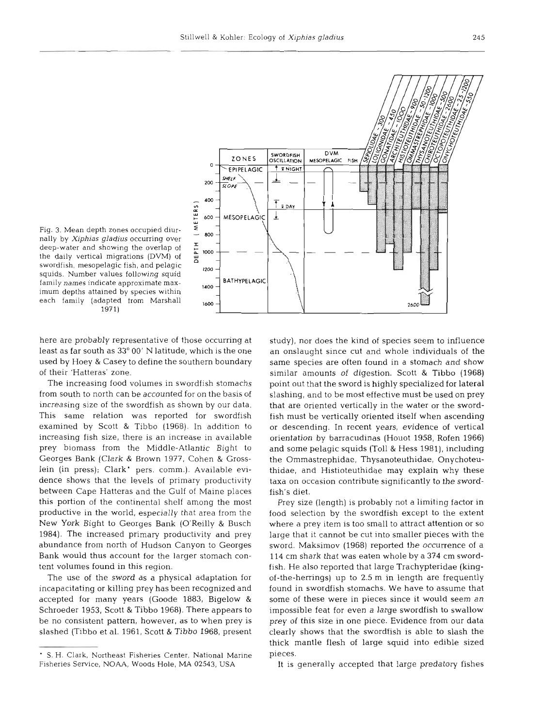Fig. 3. Mean depth zones occupied diurnally by *Xiphias gladius* occurring over deep-water and showing the overlap of the daily vertical migrations (DVM) of swordfish, mesopelagic fish, and pelagic squids. Number values following squid family names indicate approximate maximum depths attained by species within each family (adapted from Marshall 1971)

here are probably representative of those occurring at least as far south as 33° 00′ N latitude, which is the one used by Hoey & Casey to define the southern boundary of their 'Hatteras' zone.

The increasing food volumes in swordfish stomachs from south to north can be accounted for on the basis of increasing size of the swordfish as shown by our data. This same relation was reported for swordfish examined by Scott & Tibbo (1968). In addition to increasing fish size, there is an increase in available prey biomass from the Middle-Atlantic Bight to Georges Bank (Clark & Brown 1977, Cohen & Grosslein (in press); Clark* pers. comm.). Available evidence shows that the levels of primary productivity between Cape Hatteras and the Gulf of Maine places this portion of the continental shelf among the most productive in the world, especially that area from the New York Bight to Georges Bank (O'Reilly & Busch 1984). The increased primary productivity and prey abundance from north of Hudson Canyon to Georges Bank would thus account for the larger stomach content volumes found in this region.

The use of the sword as a physical adaptation for incapacitating or killing prey has been recognized and accepted for many years (Goode 1883, Bigelow & Schroeder 1953, Scott & Tibbo 1968). There appears to be no consistent pattern, however, as to when prey is slashed (Tibbo et al. 1961, Scott & Tibbo 1968, present study), nor does the kind of species seem to influence an onslaught since cut and whole individuals of the same species are often found in a stomach and show similar amounts of digestion. Scott & Tibbo (1968) point out that the sword is highly specialized for lateral slashing, and to be most effective must be used on prey that are oriented vertically in the water or the swordfish must be vertically oriented itself when ascending or descending. In recent years, evidence of vertical orientation by barracudinas (Houot 1958, Rofen 1966) and some pelagic squids (Toll & Hess 1981), including the Ommastrephidae, Thysanoteuthidae, Onychoteuthidae, and Histioteuthidae may explain why these taxa on occasion contribute significantly to the swordfish's diet.

Prey size (length) is probably not a limiting factor in food selection by the swordfish except to the extent where a prey item is too small to attract attention or so large that it cannot be cut into smaller pieces with the sword. Maksimov (1968) reported the occurrence of a 114 cm shark that was eaten whole by a 374 cm swordfish. He also reported that large Trachypteridae (king-of-the-herrings) up to 2.5 m in length are frequently found in swordfish stomachs. We have to assume that some of these were in pieces since it would seem an impossible feat for even a large swordfish to swallow prey of this size in one piece. Evidence from our data clearly shows that the swordfish is able to slash the thick mantle flesh of large squid into edible sized pieces.

It is generally accepted that large predatory fishes

* S. H. Clark, Northeast Fisheries Center, National Marine Fisheries Service, NOAA, Woods Hole, MA 02543, USA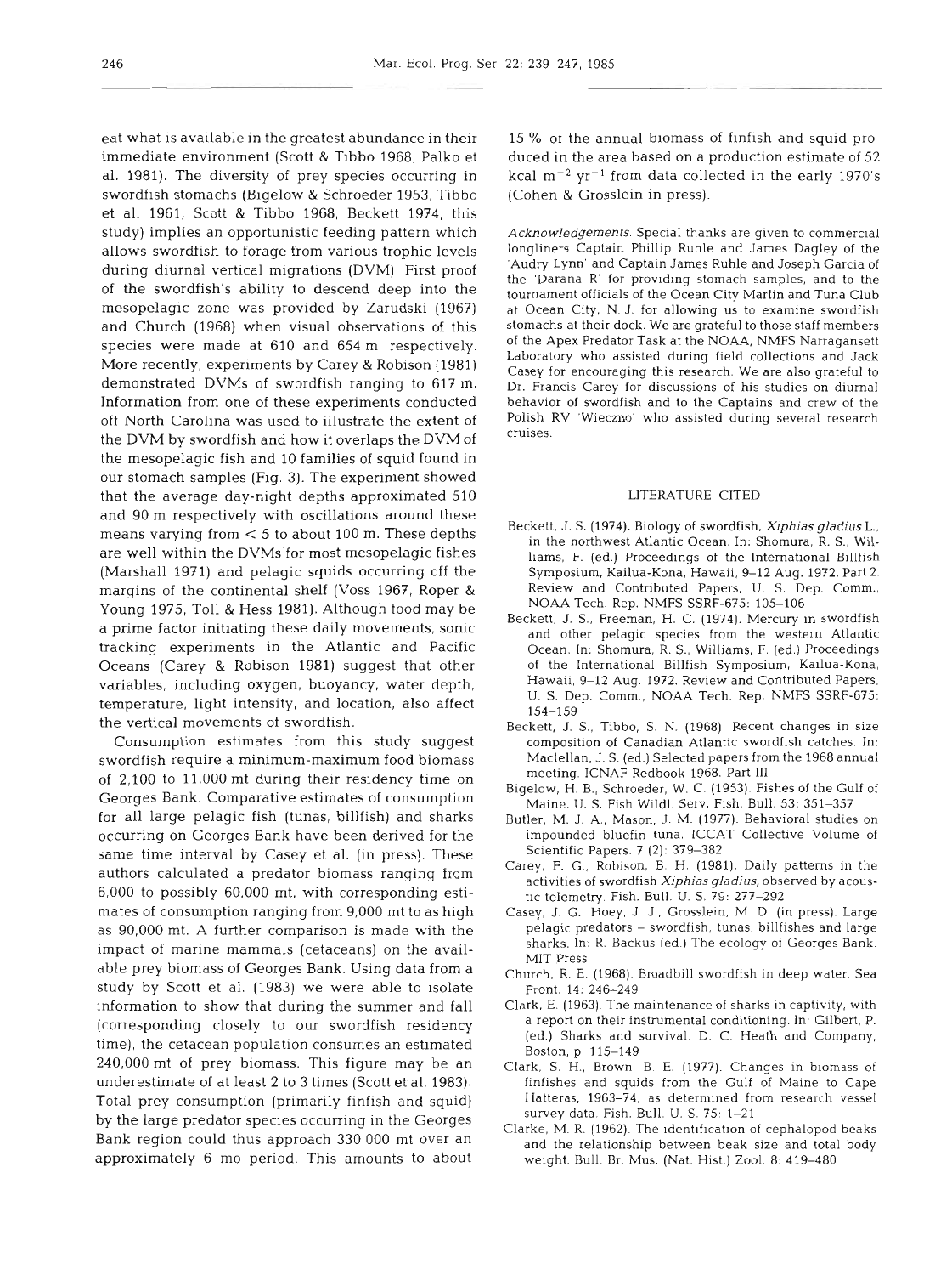eat what is available in the greatest abundance in their immediate environment (Scott & Tibbo 1968, Palko et al. 1981). The diversity of prey species occurring in swordfish stomachs (Bigelow & Schroeder 1953, Tibbo et al. 1961, Scott & Tibbo 1968, Beckett 1974, this study) implies an opportunistic feeding pattern which allows swordfish to forage from various trophic levels during diurnal vertical migrations (DVM). First proof of the swordfish's ability to descend deep into the mesopelagic zone was provided by Zarudski (1967) and Church (1968) when visual observations of this species were made at 610 and 654 m, respectively. More recently, experiments by Carey & Robison (1981) demonstrated DVMs of swordfish ranging to 617 m. Information from one of these experiments conducted off North Carolina was used to illustrate the extent of the DVM by swordfish and how it overlaps the DVM of the mesopelagic fish and 10 families of squid found in our stomach samples (Fig. 3). The experiment showed that the average day-night depths approximated 510 and 90 m respectively with oscillations around these means varying from < 5 to about 100 m. These depths are well within the DVMs for most mesopelagic fishes (Marshall 1971) and pelagic squids occurring off the margins of the continental shelf (Voss 1967, Roper & Young 1975, Toll & Hess 1981). Although food may be a prime factor initiating these daily movements, sonic tracking experiments in the Atlantic and Pacific Oceans (Carey & Robison 1981) suggest that other variables, including oxygen, buoyancy, water depth, temperature, light intensity, and location, also affect the vertical movements of swordfish.

Consumption estimates from this study suggest swordfish require a minimum-maximum food biomass of 2,100 to 11,000 mt during their residency time on Georges Bank. Comparative estimates of consumption for all large pelagic fish (tunas, billfish) and sharks occurring on Georges Bank have been derived for the same time interval by Casey et al. (in press). These authors calculated a predator biomass ranging from 6,000 to possibly 60,000 mt, with corresponding estimates of consumption ranging from 9,000 mt to as high as 90,000 mt. A further comparison is made with the impact of marine mammals (cetaceans) on the available prey biomass of Georges Bank. Using data from a study by Scott et al. (1983) we were able to isolate information to show that during the summer and fall (corresponding closely to our swordfish residency time), the cetacean population consumes an estimated 240,000 mt of prey biomass. This figure may be an underestimate of at least 2 to 3 times (Scott et al. 1983). Total prey consumption (primarily finfish and squid) by the large predator species occurring in the Georges Bank region could thus approach 330,000 mt over an approximately 6 mo period. This amounts to about 15 % of the annual biomass of finfish and squid produced in the area based on a production estimate of 52 kcal $m^{-2}$ $yr^{-1}$ from data collected in the early 1970's (Cohen & Grosslein in press).

*Acknowledgements.* Special thanks are given to commercial longliners Captain Phillip Ruhle and James Dagley of the 'Audry Lynn' and Captain James Ruhle and Joseph Garcia of the 'Darana R' for providing stomach samples, and to the tournament officials of the Ocean City Marlin and Tuna Club at Ocean City, N. J. for allowing us to examine swordfish stomachs at their dock. We are grateful to those staff members of the Apex Predator Task at the NOAA, NMFS Narragansett Laboratory who assisted during field collections and Jack Casey for encouraging this research. We are also grateful to Dr. Francis Carey for discussions of his studies on diurnal behavior of swordfish and to the Captains and crew of the Polish RV 'Wieczno' who assisted during several research cruises.

## LITERATURE CITED

Beckett, J. S. (1974). Biology of swordfish, *Xiphias gladius* L., in the northwest Atlantic Ocean. In: Shomura, R. S., Williams, F. (ed.) Proceedings of the International Billfish Symposium, Kailua-Kona, Hawaii, 9–12 Aug. 1972. Part 2. Review and Contributed Papers, U. S. Dep. Comm., NOAA Tech. Rep. NMFS SSRF-675: 105–106

Beckett, J. S., Freeman, H. C. (1974). Mercury in swordfish and other pelagic species from the western Atlantic Ocean. In: Shomura, R. S., Williams, F. (ed.) Proceedings of the International Billfish Symposium, Kailua-Kona, Hawaii, 9–12 Aug. 1972. Review and Contributed Papers, U. S. Dep. Comm., NOAA Tech. Rep. NMFS SSRF-675: 154–159

Beckett, J. S., Tibbo, S. N. (1968). Recent changes in size composition of Canadian Atlantic swordfish catches. In: Maclellan, J. S. (ed.) Selected papers from the 1968 annual meeting. ICNAF Redbook 1968. Part III

Bigelow, H. B., Schroeder, W. C. (1953). Fishes of the Gulf of Maine. U. S. Fish Wildl. Serv. Fish. Bull. 53: 351–357

Butler, M. J. A., Mason, J. M. (1977). Behavioral studies on impounded bluefin tuna. ICCAT Collective Volume of Scientific Papers. 7 (2): 379–382

Carey, F. G., Robison, B. H. (1981). Daily patterns in the activities of swordfish *Xiphias gladius*, observed by acoustic telemetry. Fish. Bull. U. S. 79: 277–292

Casey, J. G., Hoey, J. J., Grosslein, M. D. (in press). Large pelagic predators – swordfish, tunas, billfishes and large sharks. In: R. Backus (ed.) The ecology of Georges Bank. MIT Press

Church, R. E. (1968). Broadbill swordfish in deep water. Sea Front. 14: 246–249

Clark, E. (1963). The maintenance of sharks in captivity, with a report on their instrumental conditioning. In: Gilbert, P. (ed.) Sharks and survival. D. C. Heath and Company, Boston, p. 115–149

Clark, S. H., Brown, B. E. (1977). Changes in biomass of finfishes and squids from the Gulf of Maine to Cape Hatteras, 1963–74, as determined from research vessel survey data. Fish. Bull. U. S. 75: 1–21

Clarke, M. R. (1962). The identification of cephalopod beaks and the relationship between beak size and total body weight. Bull. Br. Mus. (Nat. Hist.) Zool. 8: 419–480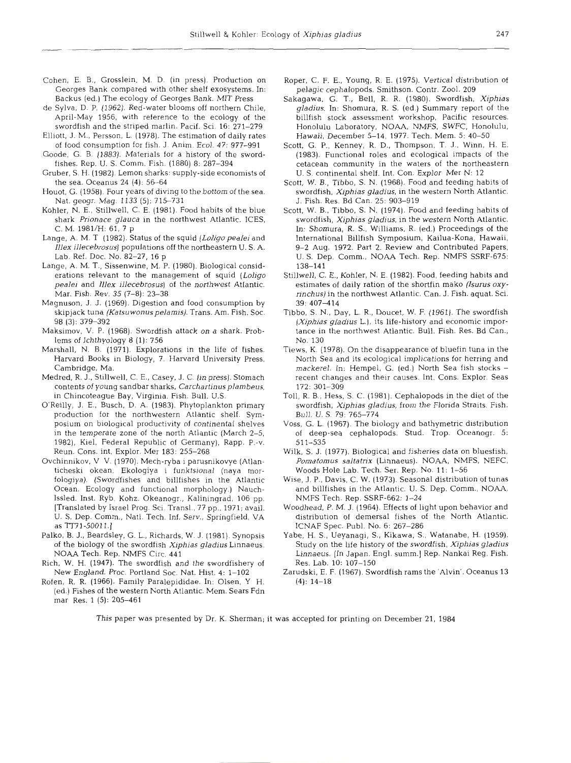Cohen, E. B., Grosslein, M. D. (in press). Production on Georges Bank compared with other shelf exosystems. In: Backus (ed.) The ecology of Georges Bank. MIT Press

de Sylva, D. P. (1962). Red-water blooms off northern Chile, April-May 1956, with reference to the ecology of the swordfish and the striped marlin. Pacif. Sci. 16: 271–279

Elliott, J. M., Persson, L. (1978). The estimation of daily rates of food consumption for fish. J. Anim. Ecol. 47: 977–991

Goode, G. B. (1883). Materials for a history of the swordfishes. Rep. U. S. Comm. Fish. (1880) 8: 287–394

Gruber, S. H. (1982). Lemon sharks: supply-side economists of the sea. Oceanus 24 (4): 56–64

Houot, G. (1958). Four years of diving to the bottom of the sea. Nat. geogr. Mag. 1133 (5): 715–731

Kohler, N. E., Stillwell, C. E. (1981). Food habits of the blue shark *Prionace glauca* in the northwest Atlantic. ICES, C. M. 1981/H: 61, 7 p

Lange, A. M. T (1982). Status of the squid (*Loligo pealei* and *Illex illecebrosus*) populations off the northeastern U. S. A. Lab. Ref. Doc. No. 82–27, 16 p

Lange, A. M. T., Sissenwine, M. P. (1980). Biological considerations relevant to the management of squid (*Loligo pealei* and *Illex illecebrosus*) of the northwest Atlantic. Mar. Fish. Rev. 35 (7–8): 23–38

Magnuson, J. J. (1969). Digestion and food consumption by skipjack tuna (*Katsuwonus pelamis*). Trans. Am. Fish. Soc. 98 (3): 379–392

Maksimov, V. P. (1968). Swordfish attack on a shark. Problems of Ichthyology 8 (1): 756

Marshall, N. B. (1971). Explorations in the life of fishes. Harvard Books in Biology, 7. Harvard University Press, Cambridge, Ma.

Medred, R. J., Stillwell, C. E., Casey, J. C. (in press). Stomach contents of young sandbar sharks, *Carchartinus plambeus*, in Chincoteague Bay, Virginia. Fish. Bull. U.S.

O'Reilly, J. E., Busch, D. A. (1983). Phytoplankton primary production for the northwestern Atlantic shelf. Symposium on biological productivity of continental shelves in the temperate zone of the north Atlantic (March 2–5, 1982), Kiel, Federal Republic of Germany), Rapp. P.-v. Reun. Cons. int. Explor. Mer 183: 255–268

Ovchinnikov, V. V. (1970). Mech-ryba i parusnikovye (Atlanticheski okean. Ekologiya i funktsional (naya morfologiya). (Swordfishes and billfishes in the Atlantic Ocean. Ecology and functional morphology.) Nauch-Issled. Inst. Ryb. Kohz. Okeanogr., Kaliningrad, 106 pp. [Translated by Israel Prog. Sci. Transl., 77 pp., 1971; avail. U. S. Dep. Comm., Natl. Tech. Inf. Serv., Springfield, VA as TT71-50011.]

Palko, B. J., Beardsley, G. L., Richards, W. J. (1981). Synopsis of the biology of the swordfish *Xiphias gladius* Linnaeus. NOAA Tech. Rep. NMFS Circ. 441

Rich, W. H. (1947). The swordfish and the swordfishery of New England. Proc. Portland Soc. Nat. Hist. 4: 1–102

Rofen, R. R. (1966). Family Paralepididae. In: Olsen, Y. H. (ed.) Fishes of the western North Atlantic. Mem. Sears Fdn mar. Res. 1 (5): 205–461

Roper, C. F. E., Young, R. E. (1975). Vertical distribution of pelagic cephalopods. Smithson. Contr. Zool. 209

Sakagawa, G. T., Bell, R. R. (1980). Swordfish, *Xiphias gladius*. In: Shomura, R. S. (ed.) Summary report of the billfish stock assessment workshop. Pacific resources. Honolulu Laboratory, NOAA, NMFS, SWFC, Honolulu, Hawaii, December 5–14, 1977. Tech. Mem. 5: 40–50

Scott, G. P., Kenney, R. D., Thompson, T. J., Winn, H. E. (1983). Functional roles and ecological impacts of the cetacean community in the waters of the northeastern U. S. continental shelf. Int. Con. Explor Mer N: 12

Scott, W. B., Tibbo, S. N. (1968). Food and feeding habits of swordfish, *Xiphias gladius*, in the western North Atlantic. J. Fish. Res. Bd Can. 25: 903–919

Scott, W. B., Tibbo, S. N. (1974). Food and feeding habits of swordfish, *Xiphias gladius*, in the western North Atlantic. In: Shomura, R. S., Williams, R. (ed.) Proceedings of the International Billfish Symposium, Kailua-Kona, Hawaii, 9–2 Aug. 1972. Part 2. Review and Contributed Papers, U. S. Dep. Comm., NOAA Tech. Rep. NMFS SSRF-675: 138–141

Stillwell, C. E., Kohler, N. E. (1982). Food, feeding habits and estimates of daily ration of the shortfin mako (*Isurus oxyrinchus*) in the northwest Atlantic. Can. J. Fish. aquat. Sci. 39: 407–414

Tibbo, S. N., Day, L. R., Doucet, W. F. (1961). The swordfish (*Xiphias gladius* L.), its life-history and economic importance in the northwest Atlantic. Bull. Fish. Res. Bd Can., No. 130

Tiews, K. (1978). On the disappearance of bluefin tuna in the North Sea and its ecological implications for herring and mackerel. In: Hempel, G. (ed.) North Sea fish stocks – recent changes and their causes. Int. Cons. Explor. Seas 172: 301–309

Toll, R. B., Hess, S. C. (1981). Cephalopods in the diet of the swordfish, *Xiphias gladius*, from the Florida Straits. Fish. Bull. U. S. 79: 765–774

Voss, G. L. (1967). The biology and bathymetric distribution of deep-sea cephalopods. Stud. Trop. Oceanogr. 5: 511–535

Wilk, S. J. (1977). Biological and fisheries data on bluesfish, *Pomatomus saltatrix* (Linnaeus). NOAA, NMFS, NEFC, Woods Hole Lab. Tech. Ser. Rep. No. 11: 1–56

Wise, J. P., Davis, C. W. (1973). Seasonal distribution of tunas and billfishes in the Atlantic. U. S. Dep. Comm., NOAA, NMFS Tech. Rep. SSRF-662: 1–24

Woodhead, P. M. J. (1964). Effects of light upon behavior and distribution of demersal fishes of the North Atlantic. ICNAF Spec. Publ. No. 6: 267–286

Yabe, H. S., Ueyanagi, S., Kikawa, S., Watanabe, H. (1959). Study on the life history of the swordfish, *Xiphias gladius* Linnaeus. [In Japan. Engl. summ.] Rep. Nankai Reg. Fish. Res. Lab. 10: 107–150

Zarudski, E. F. (1967). Swordfish rams the 'Alvin'. Oceanus 13 (4): 14–18

This paper was presented by Dr. K. Sherman; it was accepted for printing on December 21, 1984